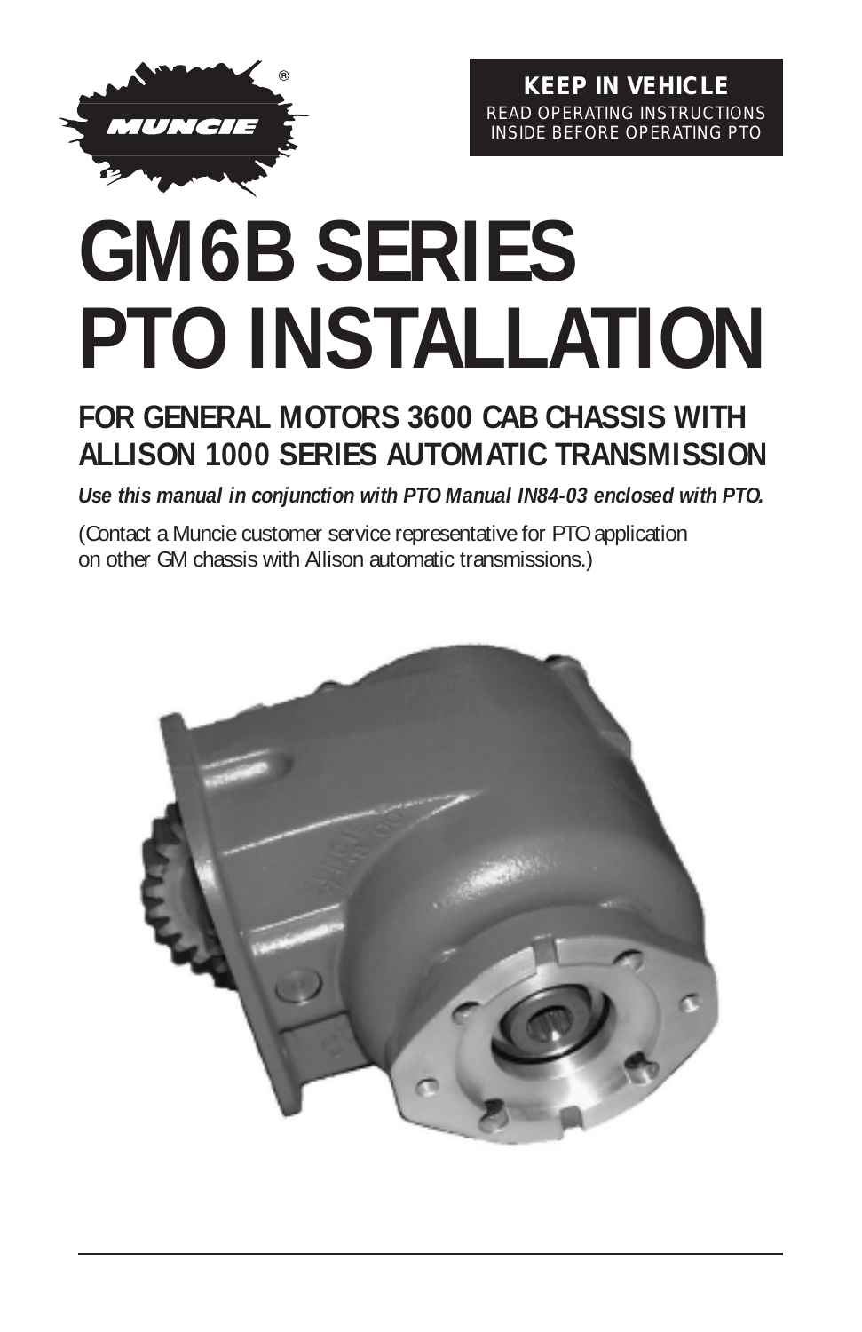MUNCIE®

**KEEP IN VEHICLE**
READ OPERATING INSTRUCTIONS INSIDE BEFORE OPERATING PTO

# GM6B SERIES PTO INSTALLATION

## FOR GENERAL MOTORS 3600 CAB CHASSIS WITH ALLISON 1000 SERIES AUTOMATIC TRANSMISSION

***Use this manual in conjunction with PTO Manual IN84-03 enclosed with PTO.***

(Contact a Muncie customer service representative for PTO application on other GM chassis with Allison automatic transmissions.)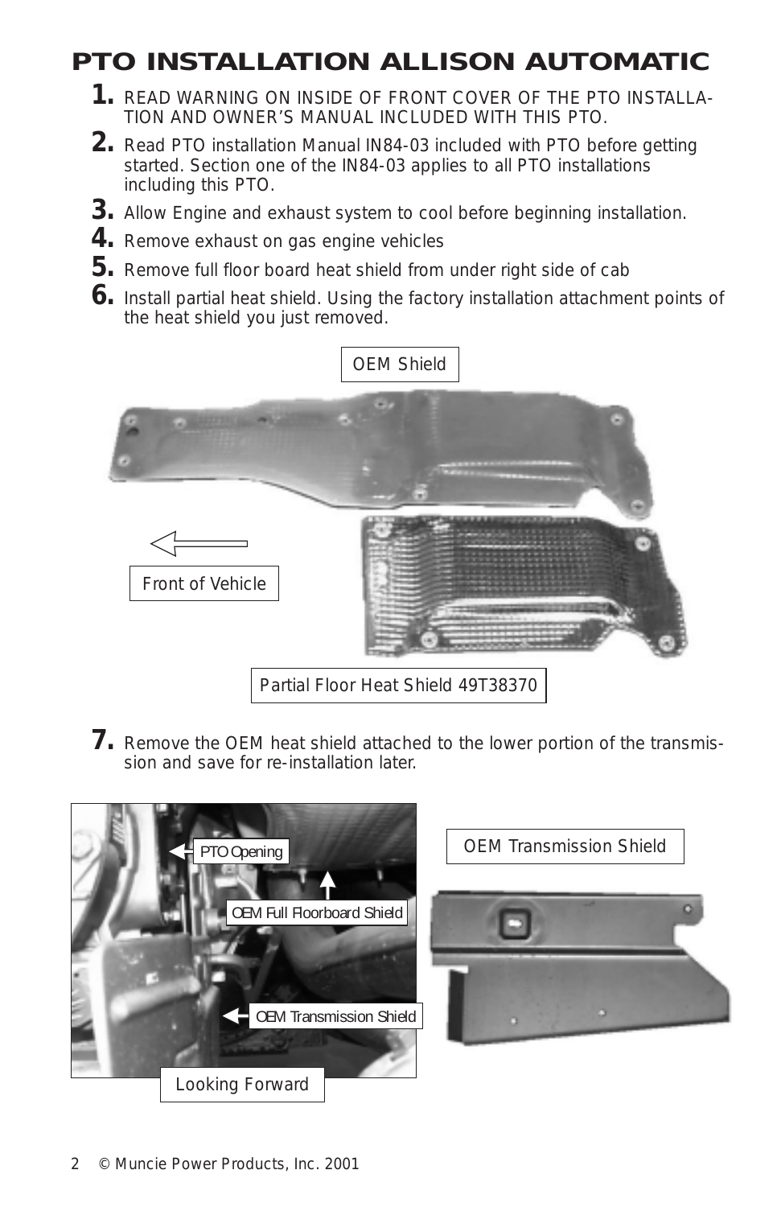# PTO INSTALLATION ALLISON AUTOMATIC

1. READ WARNING ON INSIDE OF FRONT COVER OF THE PTO INSTALLATION AND OWNER'S MANUAL INCLUDED WITH THIS PTO.
2. Read PTO installation Manual IN84-03 included with PTO before getting started. Section one of the IN84-03 applies to all PTO installations including this PTO.
3. Allow Engine and exhaust system to cool before beginning installation.
4. Remove exhaust on gas engine vehicles
5. Remove full floor board heat shield from under right side of cab
6. Install partial heat shield. Using the factory installation attachment points of the heat shield you just removed.

OEM Shield

Front of Vehicle

Partial Floor Heat Shield 49T38370

7. Remove the OEM heat shield attached to the lower portion of the transmission and save for re-installation later.

PTO Opening

OEM Full Floorboard Shield

OEM Transmission Shield

Looking Forward

OEM Transmission Shield

© Muncie Power Products, Inc. 2001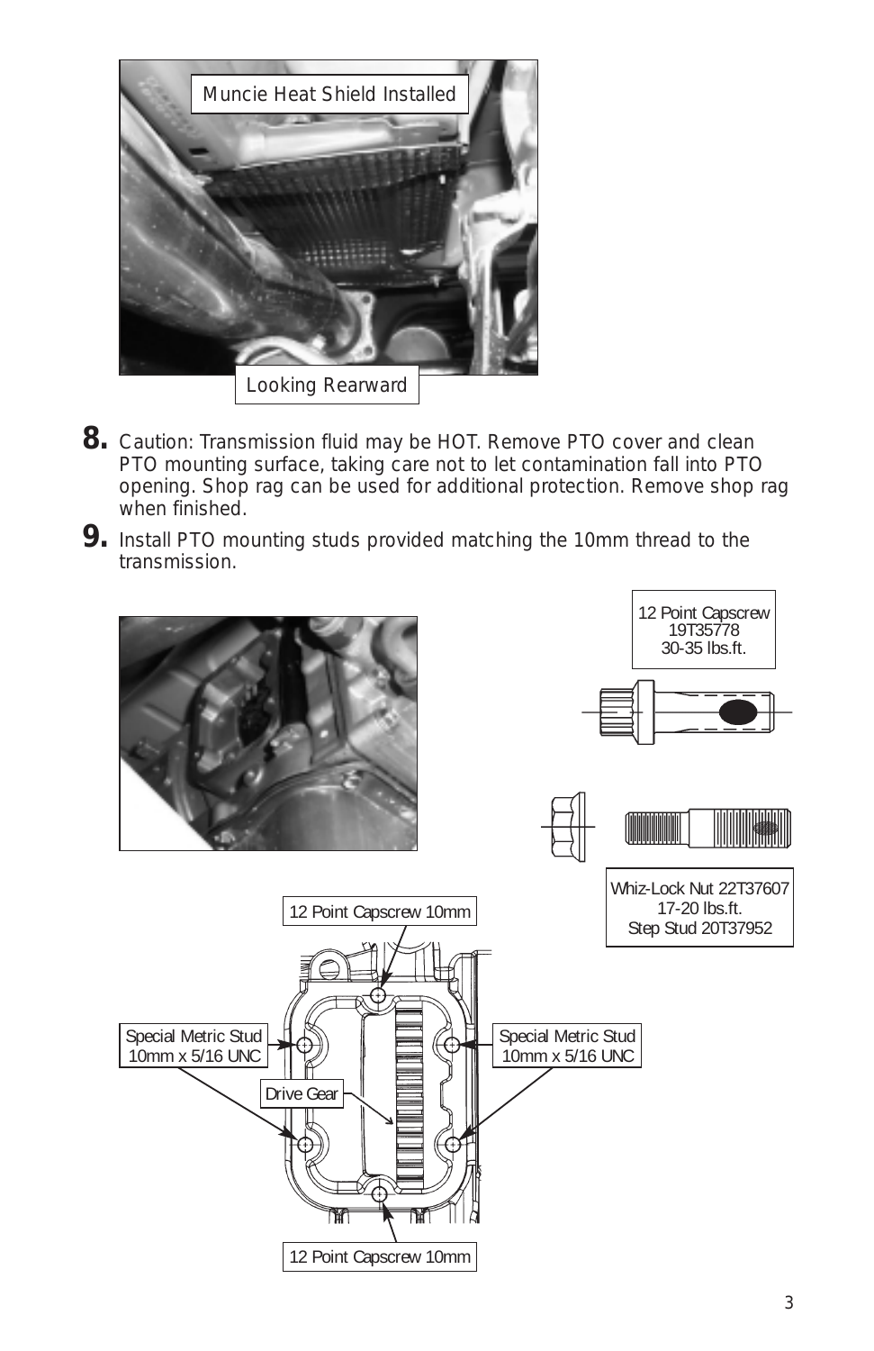Muncie Heat Shield Installed

Looking Rearward

**8.** Caution: Transmission fluid may be HOT. Remove PTO cover and clean PTO mounting surface, taking care not to let contamination fall into PTO opening. Shop rag can be used for additional protection. Remove shop rag when finished.

**9.** Install PTO mounting studs provided matching the 10mm thread to the transmission.

12 Point Capscrew
19T35778
30-35 lbs.ft.

Whiz-Lock Nut 22T37607
17-20 lbs.ft.
Step Stud 20T37952

12 Point Capscrew 10mm

Special Metric Stud
10mm x 5/16 UNC

Special Metric Stud
10mm x 5/16 UNC

Drive Gear

12 Point Capscrew 10mm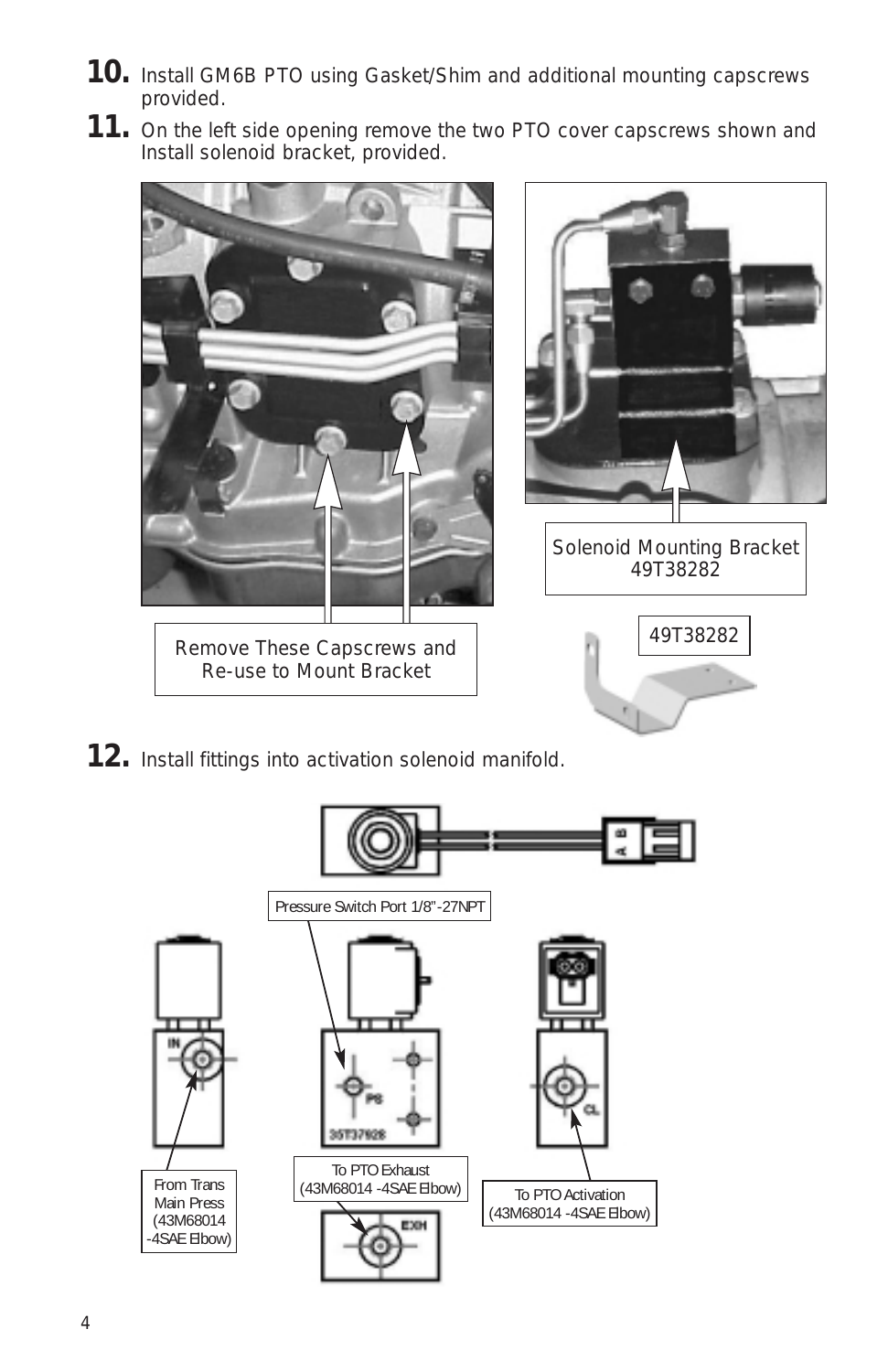10. Install GM6B PTO using Gasket/Shim and additional mounting capscrews provided.

11. On the left side opening remove the two PTO cover capscrews shown and Install solenoid bracket, provided.

Remove These Capscrews and Re-use to Mount Bracket

Solenoid Mounting Bracket 49T38282

49T38282

12. Install fittings into activation solenoid manifold.

Pressure Switch Port 1/8"-27NPT

From Trans Main Press (43M68014 -4SAE Elbow)

To PTO Exhaust (43M68014 -4SAE Elbow)

To PTO Activation (43M68014 -4SAE Elbow)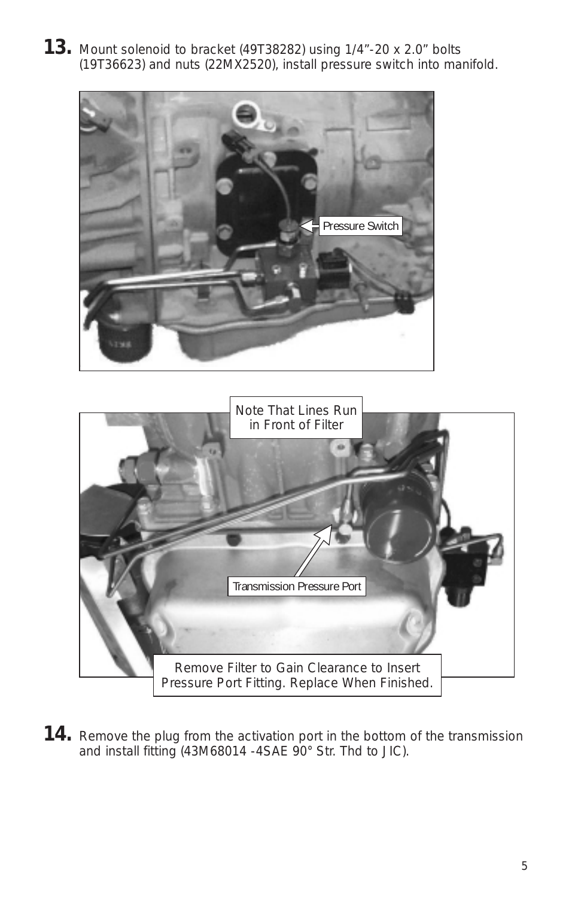**13.** Mount solenoid to bracket (49T38282) using 1/4"-20 x 2.0" bolts (19T36623) and nuts (22MX2520), install pressure switch into manifold.

Pressure Switch

Note That Lines Run in Front of Filter

Transmission Pressure Port

Remove Filter to Gain Clearance to Insert Pressure Port Fitting. Replace When Finished.

**14.** Remove the plug from the activation port in the bottom of the transmission and install fitting (43M68014 -4SAE 90° Str. Thd to JIC).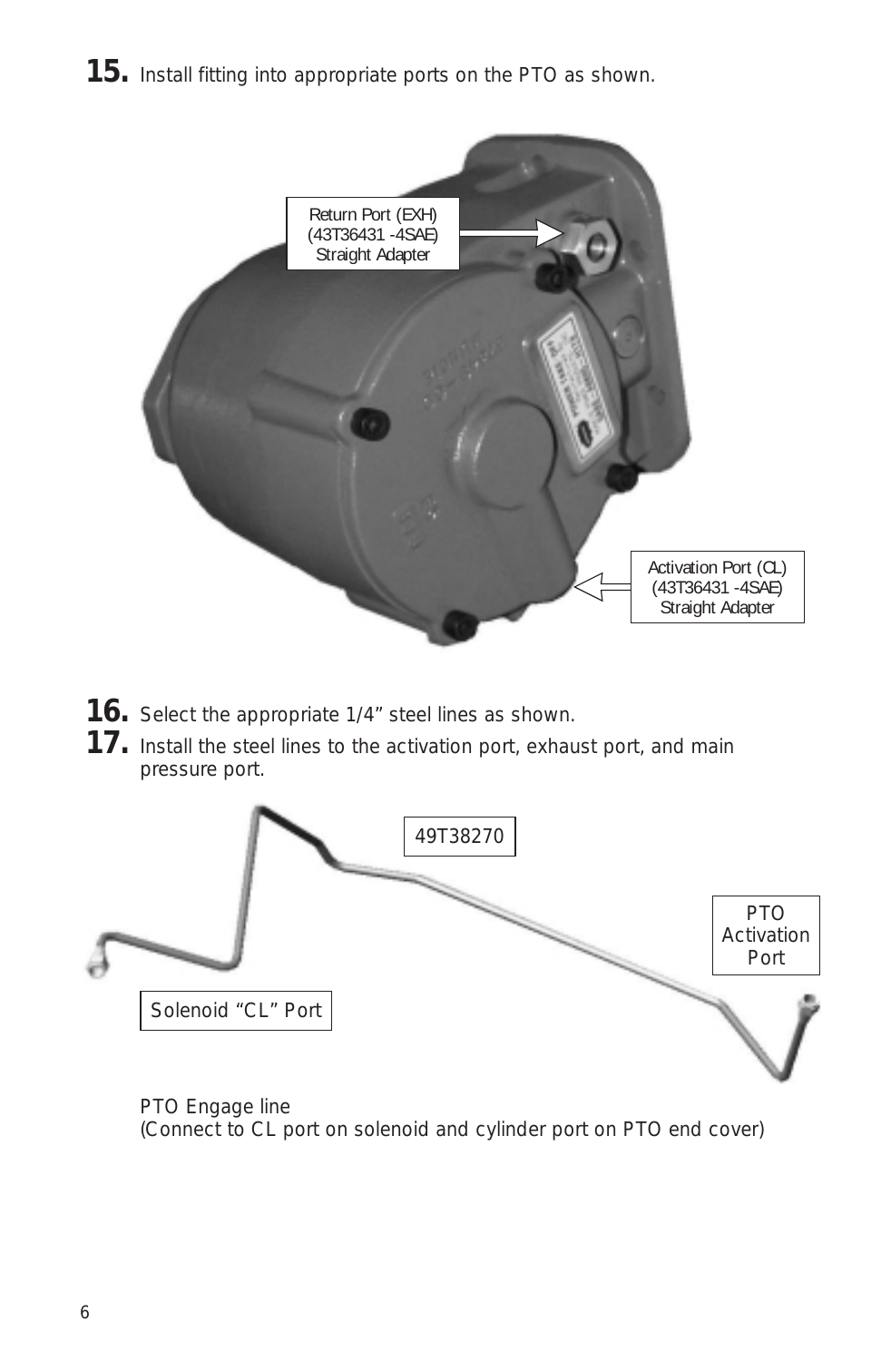**15.** Install fitting into appropriate ports on the PTO as shown.

Return Port (EXH)
(43T36431 -4SAE)
Straight Adapter

Activation Port (CL)
(43T36431 -4SAE)
Straight Adapter

**16.** Select the appropriate 1/4" steel lines as shown.

**17.** Install the steel lines to the activation port, exhaust port, and main pressure port.

49T38270

PTO Activation Port

Solenoid "CL" Port

PTO Engage line
(Connect to CL port on solenoid and cylinder port on PTO end cover)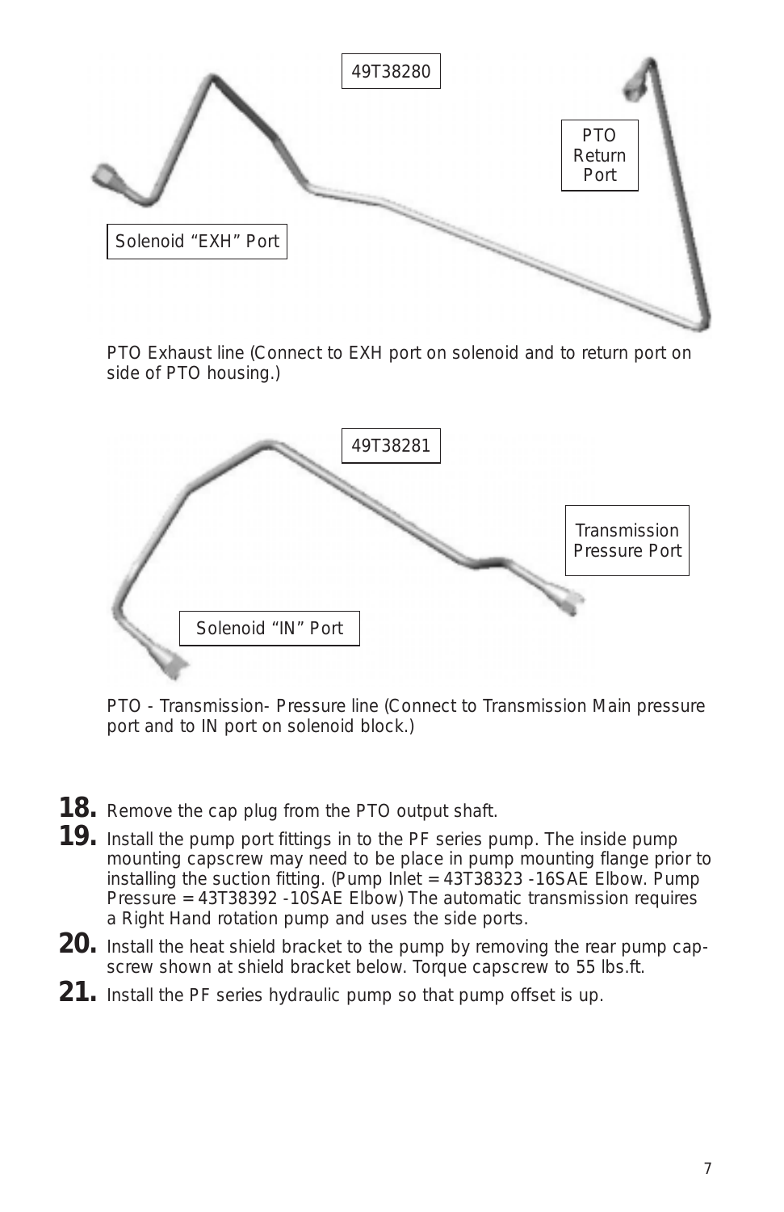49T38280

Solenoid “EXH” Port

PTO Return Port

PTO Exhaust line (Connect to EXH port on solenoid and to return port on side of PTO housing.)

49T38281

Transmission Pressure Port

Solenoid “IN” Port

PTO - Transmission- Pressure line (Connect to Transmission Main pressure port and to IN port on solenoid block.)

**18.** Remove the cap plug from the PTO output shaft.

**19.** Install the pump port fittings in to the PF series pump. The inside pump mounting capscrew may need to be place in pump mounting flange prior to installing the suction fitting. (Pump Inlet = 43T38323 -16SAE Elbow. Pump Pressure = 43T38392 -10SAE Elbow) The automatic transmission requires a Right Hand rotation pump and uses the side ports.

**20.** Install the heat shield bracket to the pump by removing the rear pump capscrew shown at shield bracket below. Torque capscrew to 55 lbs.ft.

**21.** Install the PF series hydraulic pump so that pump offset is up.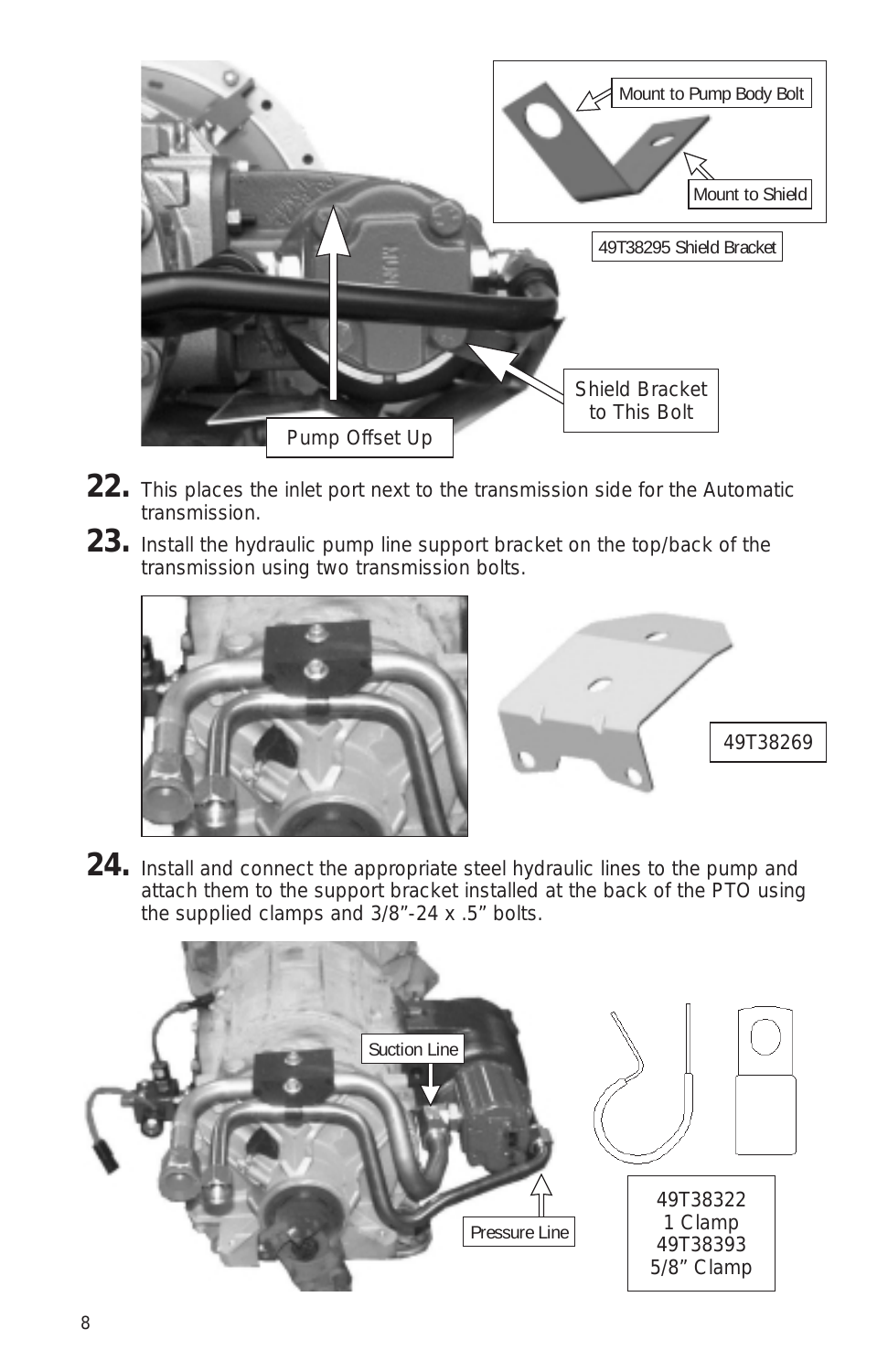Mount to Pump Body Bolt

Mount to Shield

49T38295 Shield Bracket

Shield Bracket to This Bolt

Pump Offset Up

**22.** This places the inlet port next to the transmission side for the Automatic transmission.

**23.** Install the hydraulic pump line support bracket on the top/back of the transmission using two transmission bolts.

49T38269

**24.** Install and connect the appropriate steel hydraulic lines to the pump and attach them to the support bracket installed at the back of the PTO using the supplied clamps and 3/8"-24 x .5" bolts.

Suction Line

Pressure Line

49T38322
1 Clamp
49T38393
5/8" Clamp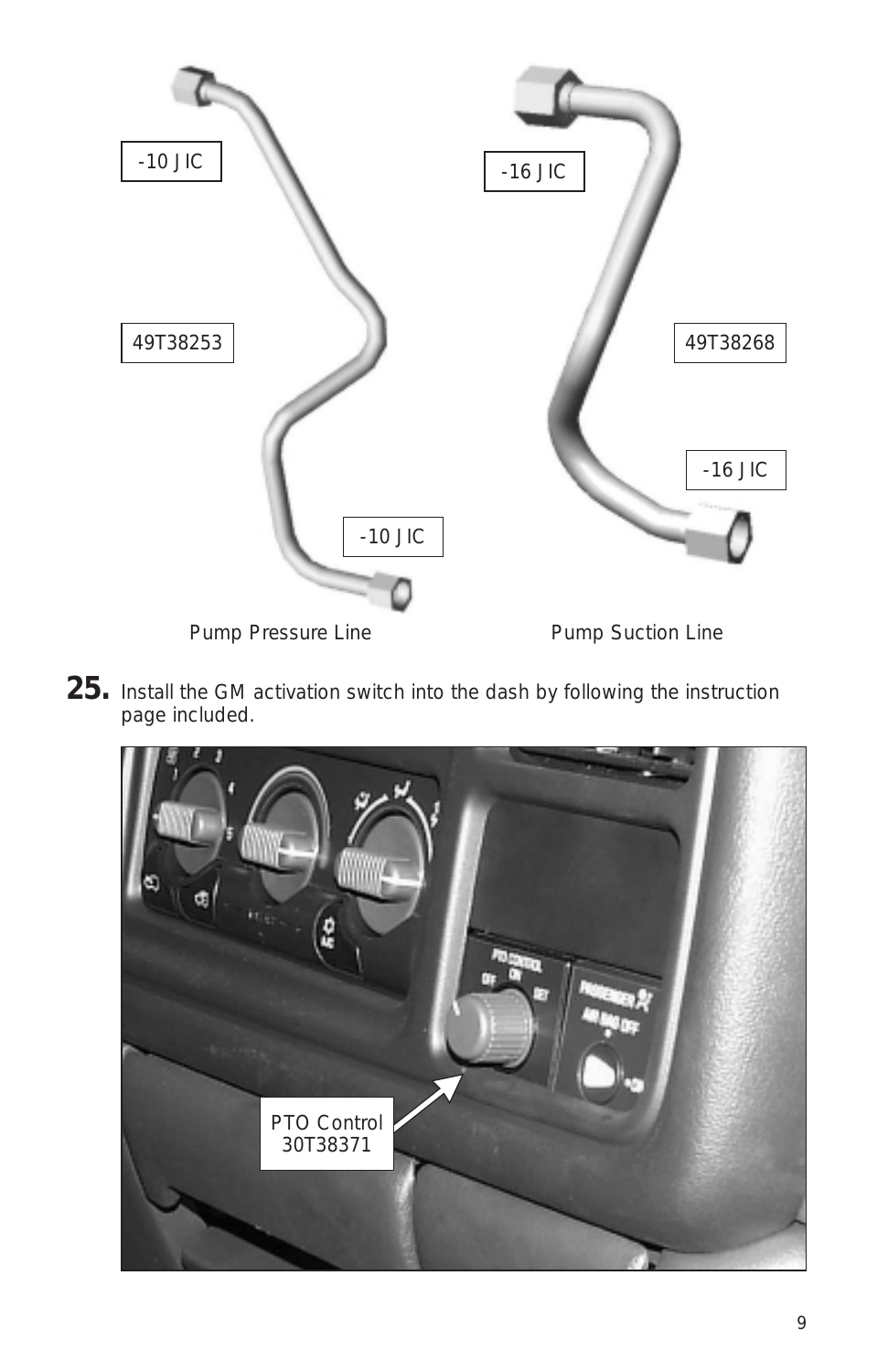-10 JIC

49T38253

-10 JIC

Pump Pressure Line

-16 JIC

49T38268

-16 JIC

Pump Suction Line

**25.** Install the GM activation switch into the dash by following the instruction page included.

PTO Control
30T38371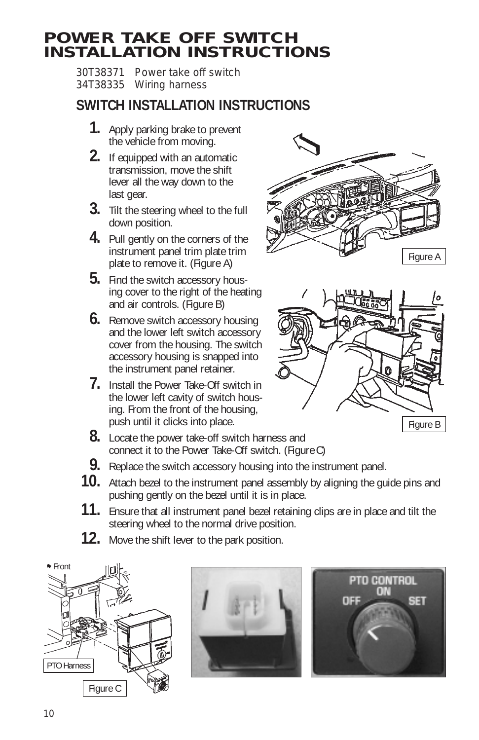# POWER TAKE OFF SWITCH INSTALLATION INSTRUCTIONS

30T38371 Power take off switch
34T38335 Wiring harness

## SWITCH INSTALLATION INSTRUCTIONS

1. Apply parking brake to prevent the vehicle from moving.
2. If equipped with an automatic transmission, move the shift lever all the way down to the last gear.
3. Tilt the steering wheel to the full down position.
4. Pull gently on the corners of the instrument panel trim plate trim plate to remove it. (Figure A)
5. Find the switch accessory housing cover to the right of the heating and air controls. (Figure B)
6. Remove switch accessory housing and the lower left switch accessory cover from the housing. The switch accessory housing is snapped into the instrument panel retainer.
7. Install the Power Take-Off switch in the lower left cavity of switch housing. From the front of the housing, push until it clicks into place.
8. Locate the power take-off switch harness and connect it to the Power Take-Off switch. (Figure C)
9. Replace the switch accessory housing into the instrument panel.
10. Attach bezel to the instrument panel assembly by aligning the guide pins and pushing gently on the bezel until it is in place.
11. Ensure that all instrument panel bezel retaining clips are in place and tilt the steering wheel to the normal drive position.
12. Move the shift lever to the park position.

Figure A

Figure B

Figure C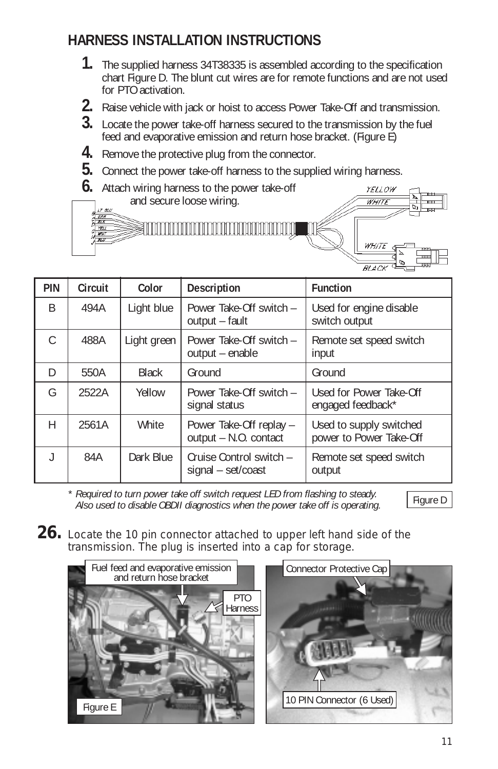## HARNESS INSTALLATION INSTRUCTIONS

1. The supplied harness 34T38335 is assembled according to the specification chart Figure D. The blunt cut wires are for remote functions and are not used for PTO activation.
2. Raise vehicle with jack or hoist to access Power Take-Off and transmission.
3. Locate the power take-off harness secured to the transmission by the fuel feed and evaporative emission and return hose bracket. (Figure E)
4. Remove the protective plug from the connector.
5. Connect the power take-off harness to the supplied wiring harness.
6. Attach wiring harness to the power take-off and secure loose wiring.

| PIN | Circuit | Color | Description | Function |
|---|---|---|---|---|
| B | 494A | Light blue | Power Take-Off switch – output – fault | Used for engine disable switch output |
| C | 488A | Light green | Power Take-Off switch – output – enable | Remote set speed switch input |
| D | 550A | Black | Ground | Ground |
| G | 2522A | Yellow | Power Take-Off switch – signal status | Used for Power Take-Off engaged feedback* |
| H | 2561A | White | Power Take-Off replay – output – N.O. contact | Used to supply switched power to Power Take-Off |
| J | 84A | Dark Blue | Cruise Control switch – signal – set/coast | Remote set speed switch output |

\* *Required to turn power take off switch request LED from flashing to steady. Also used to disable OBDII diagnostics when the power take off is operating.*

Figure D

**26.** Locate the 10 pin connector attached to upper left hand side of the transmission. The plug is inserted into a cap for storage.

Fuel feed and evaporative emission and return hose bracket

PTO Harness

Figure E

Connector Protective Cap

10 PIN Connector (6 Used)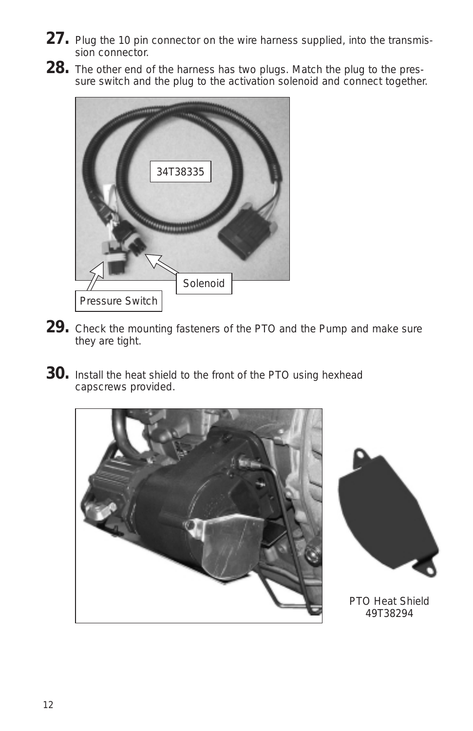27. Plug the 10 pin connector on the wire harness supplied, into the transmission connector.

28. The other end of the harness has two plugs. Match the plug to the pressure switch and the plug to the activation solenoid and connect together.

34T38335

Solenoid

Pressure Switch

29. Check the mounting fasteners of the PTO and the Pump and make sure they are tight.

30. Install the heat shield to the front of the PTO using hexhead capscrews provided.

PTO Heat Shield
49T38294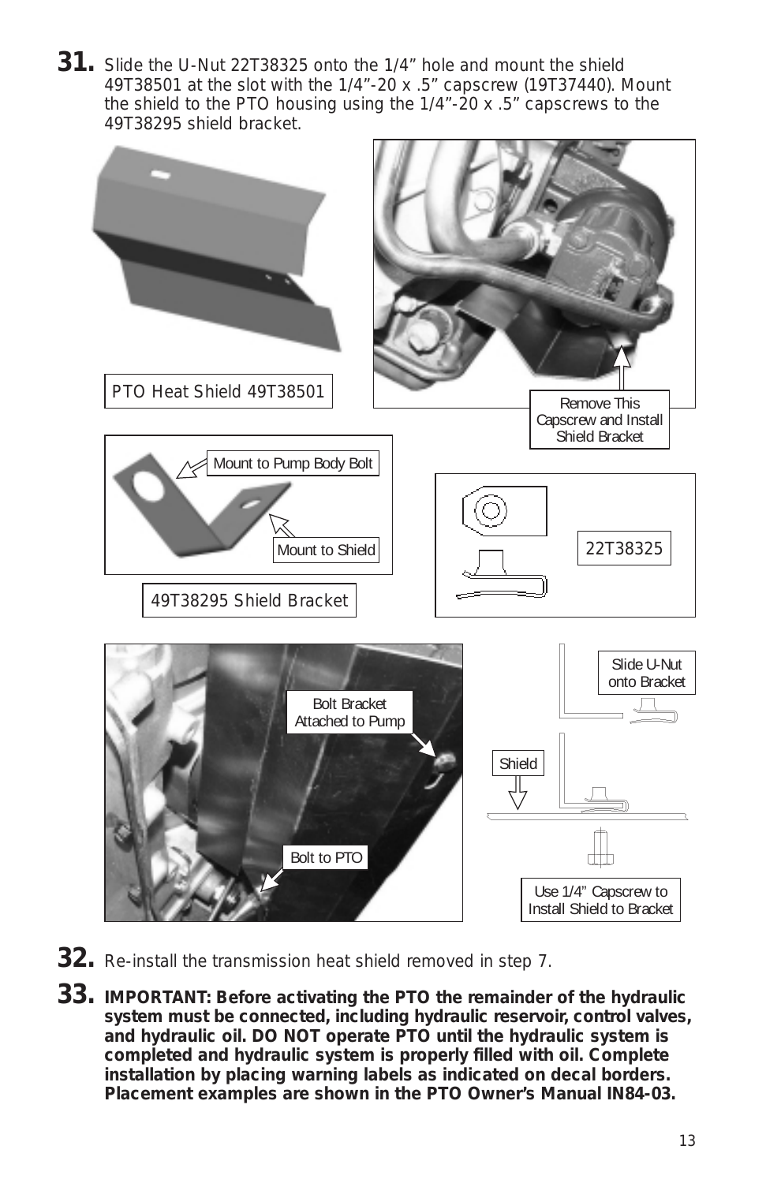**31.** Slide the U-Nut 22T38325 onto the 1/4" hole and mount the shield 49T38501 at the slot with the 1/4"-20 x .5" capscrew (19T37440). Mount the shield to the PTO housing using the 1/4"-20 x .5" capscrews to the 49T38295 shield bracket.

PTO Heat Shield 49T38501

Remove This Capscrew and Install Shield Bracket

Mount to Pump Body Bolt

Mount to Shield

49T38295 Shield Bracket

22T38325

Bolt Bracket Attached to Pump

Bolt to PTO

Slide U-Nut onto Bracket

Shield

Use 1/4" Capscrew to Install Shield to Bracket

**32.** Re-install the transmission heat shield removed in step 7.

**33.** **IMPORTANT: Before activating the PTO the remainder of the hydraulic system must be connected, including hydraulic reservoir, control valves, and hydraulic oil. DO NOT operate PTO until the hydraulic system is completed and hydraulic system is properly filled with oil. Complete installation by placing warning labels as indicated on decal borders. Placement examples are shown in the PTO Owner's Manual IN84-03.**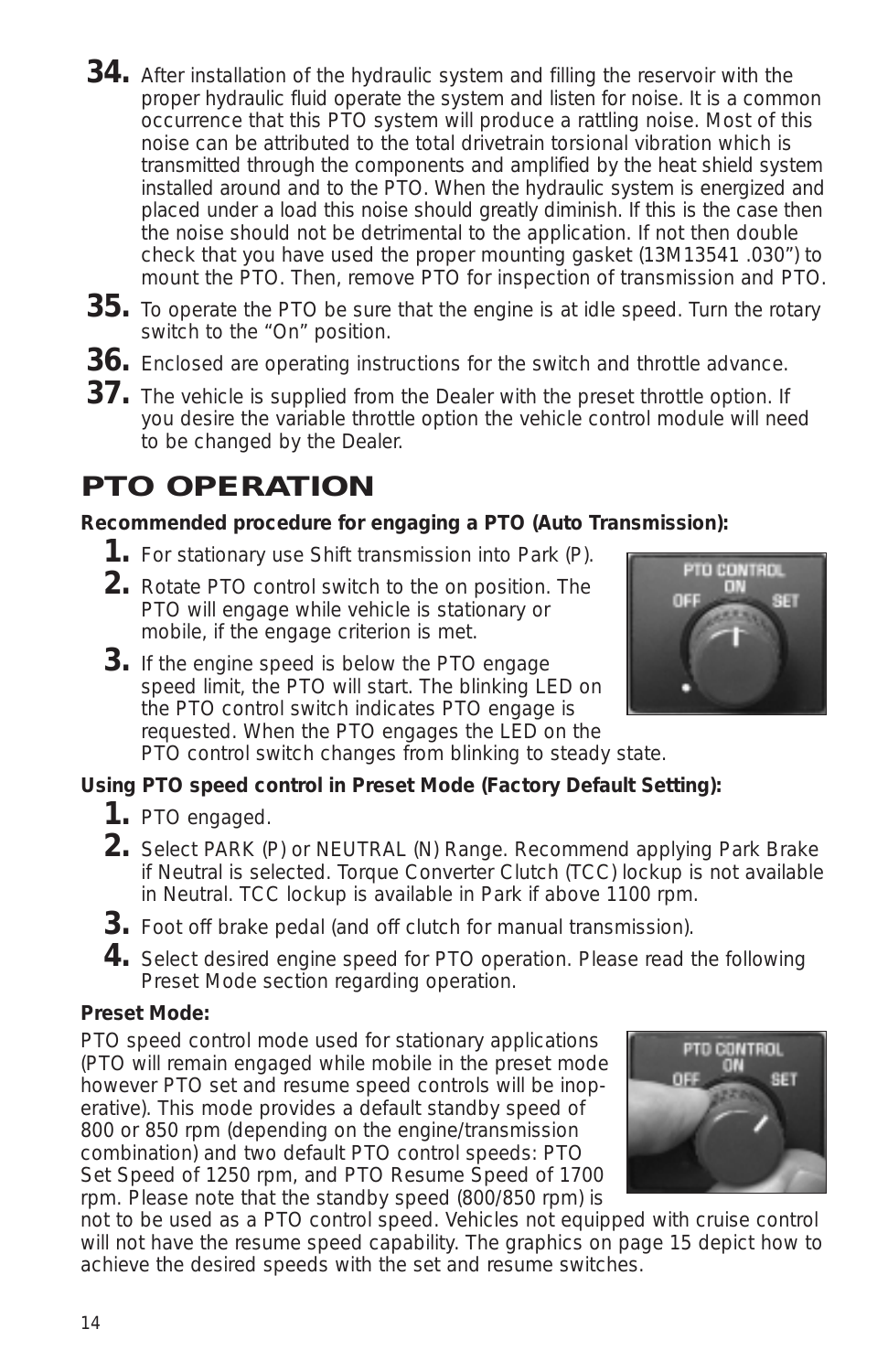34. After installation of the hydraulic system and filling the reservoir with the proper hydraulic fluid operate the system and listen for noise. It is a common occurrence that this PTO system will produce a rattling noise. Most of this noise can be attributed to the total drivetrain torsional vibration which is transmitted through the components and amplified by the heat shield system installed around and to the PTO. When the hydraulic system is energized and placed under a load this noise should greatly diminish. If this is the case then the noise should not be detrimental to the application. If not then double check that you have used the proper mounting gasket (13M13541 .030") to mount the PTO. Then, remove PTO for inspection of transmission and PTO.

35. To operate the PTO be sure that the engine is at idle speed. Turn the rotary switch to the "On" position.

36. Enclosed are operating instructions for the switch and throttle advance.

37. The vehicle is supplied from the Dealer with the preset throttle option. If you desire the variable throttle option the vehicle control module will need to be changed by the Dealer.

# PTO OPERATION

**Recommended procedure for engaging a PTO (Auto Transmission):**

1. For stationary use Shift transmission into Park (P).
2. Rotate PTO control switch to the on position. The PTO will engage while vehicle is stationary or mobile, if the engage criterion is met.
3. If the engine speed is below the PTO engage speed limit, the PTO will start. The blinking LED on the PTO control switch indicates PTO engage is requested. When the PTO engages the LED on the PTO control switch changes from blinking to steady state.

**Using PTO speed control in Preset Mode (Factory Default Setting):**

1. PTO engaged.
2. Select PARK (P) or NEUTRAL (N) Range. Recommend applying Park Brake if Neutral is selected. Torque Converter Clutch (TCC) lockup is not available in Neutral. TCC lockup is available in Park if above 1100 rpm.
3. Foot off brake pedal (and off clutch for manual transmission).
4. Select desired engine speed for PTO operation. Please read the following Preset Mode section regarding operation.

**Preset Mode:**

PTO speed control mode used for stationary applications (PTO will remain engaged while mobile in the preset mode however PTO set and resume speed controls will be inoperative). This mode provides a default standby speed of 800 or 850 rpm (depending on the engine/transmission combination) and two default PTO control speeds: PTO Set Speed of 1250 rpm, and PTO Resume Speed of 1700 rpm. Please note that the standby speed (800/850 rpm) is not to be used as a PTO control speed. Vehicles not equipped with cruise control will not have the resume speed capability. The graphics on page 15 depict how to achieve the desired speeds with the set and resume switches.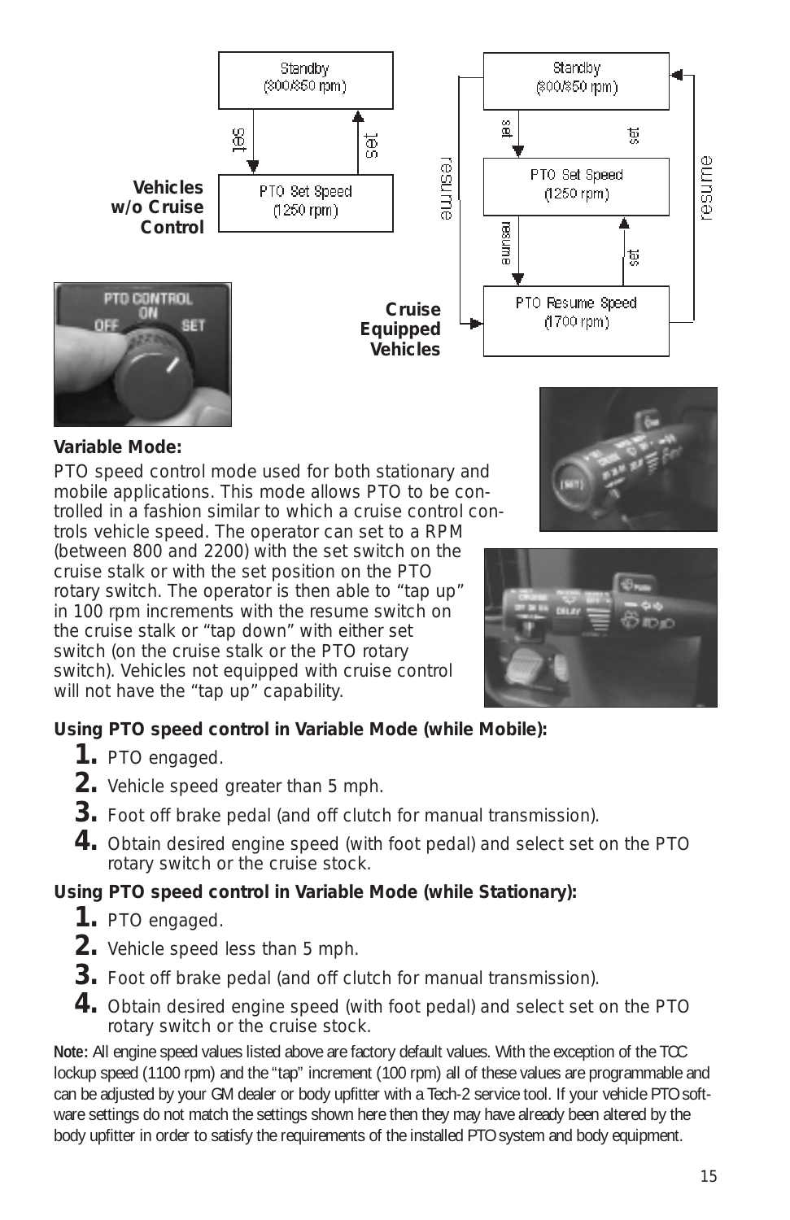**Vehicles w/o Cruise Control**

**Cruise Equipped Vehicles**

**Variable Mode:**

PTO speed control mode used for both stationary and mobile applications. This mode allows PTO to be controlled in a fashion similar to which a cruise control controls vehicle speed. The operator can set to a RPM (between 800 and 2200) with the set switch on the cruise stalk or with the set position on the PTO rotary switch. The operator is then able to "tap up" in 100 rpm increments with the resume switch on the cruise stalk or "tap down" with either set switch (on the cruise stalk or the PTO rotary switch). Vehicles not equipped with cruise control will not have the "tap up" capability.

**Using PTO speed control in Variable Mode (while Mobile):**

1. PTO engaged.
2. Vehicle speed greater than 5 mph.
3. Foot off brake pedal (and off clutch for manual transmission).
4. Obtain desired engine speed (with foot pedal) and select set on the PTO rotary switch or the cruise stock.

**Using PTO speed control in Variable Mode (while Stationary):**

1. PTO engaged.
2. Vehicle speed less than 5 mph.
3. Foot off brake pedal (and off clutch for manual transmission).
4. Obtain desired engine speed (with foot pedal) and select set on the PTO rotary switch or the cruise stock.

**Note:** All engine speed values listed above are factory default values. With the exception of the TCC lockup speed (1100 rpm) and the "tap" increment (100 rpm) all of these values are programmable and can be adjusted by your GM dealer or body upfitter with a Tech-2 service tool. If your vehicle PTO software settings do not match the settings shown here then they may have already been altered by the body upfitter in order to satisfy the requirements of the installed PTO system and body equipment.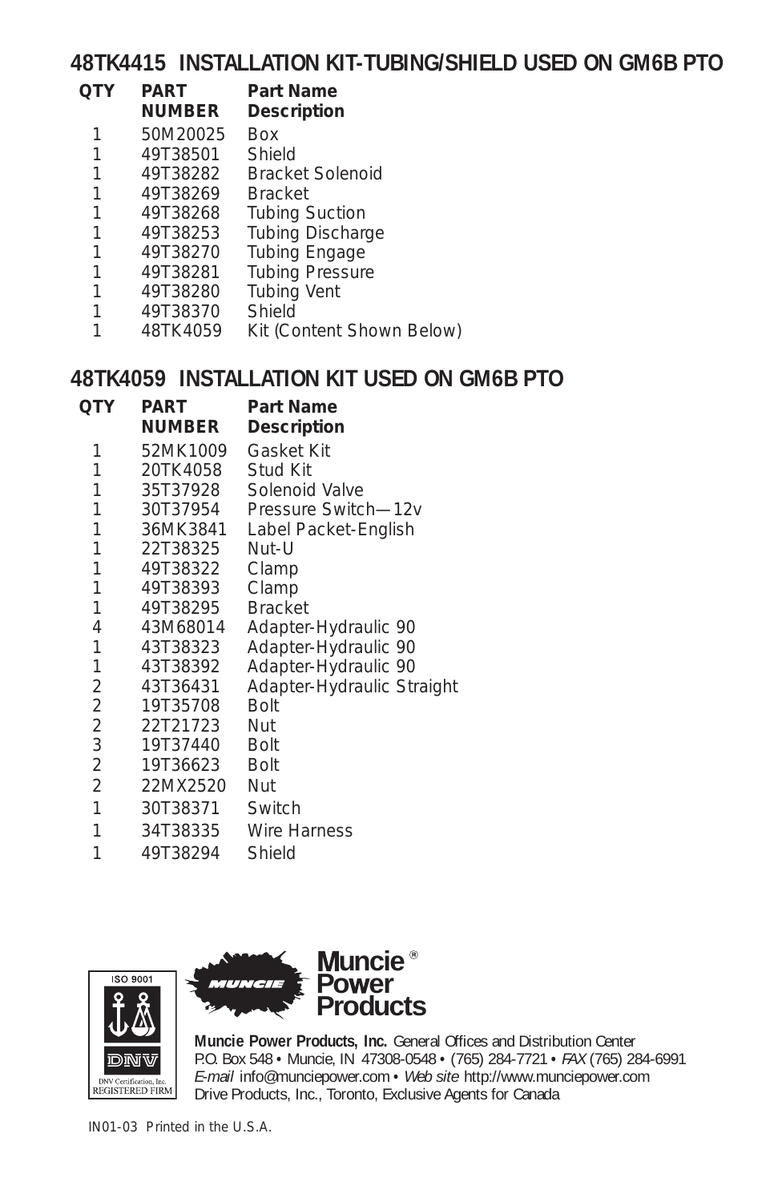## 48TK4415 INSTALLATION KIT-TUBING/SHIELD USED ON GM6B PTO

| QTY | PART NUMBER | Part Name Description |
|---|---|---|
| 1 | 50M20025 | Box |
| 1 | 49T38501 | Shield |
| 1 | 49T38282 | Bracket Solenoid |
| 1 | 49T38269 | Bracket |
| 1 | 49T38268 | Tubing Suction |
| 1 | 49T38253 | Tubing Discharge |
| 1 | 49T38270 | Tubing Engage |
| 1 | 49T38281 | Tubing Pressure |
| 1 | 49T38280 | Tubing Vent |
| 1 | 49T38370 | Shield |
| 1 | 48TK4059 | Kit (Content Shown Below) |

## 48TK4059 INSTALLATION KIT USED ON GM6B PTO

| QTY | PART NUMBER | Part Name Description |
|---|---|---|
| 1 | 52MK1009 | Gasket Kit |
| 1 | 20TK4058 | Stud Kit |
| 1 | 35T37928 | Solenoid Valve |
| 1 | 30T37954 | Pressure Switch—12v |
| 1 | 36MK3841 | Label Packet-English |
| 1 | 22T38325 | Nut-U |
| 1 | 49T38322 | Clamp |
| 1 | 49T38393 | Clamp |
| 1 | 49T38295 | Bracket |
| 4 | 43M68014 | Adapter-Hydraulic 90 |
| 1 | 43T38323 | Adapter-Hydraulic 90 |
| 1 | 43T38392 | Adapter-Hydraulic 90 |
| 2 | 43T36431 | Adapter-Hydraulic Straight |
| 2 | 19T35708 | Bolt |
| 2 | 22T21723 | Nut |
| 3 | 19T37440 | Bolt |
| 2 | 19T36623 | Bolt |
| 2 | 22MX2520 | Nut |
| 1 | 30T38371 | Switch |
| 1 | 34T38335 | Wire Harness |
| 1 | 49T38294 | Shield |

ISO 9001
DNV
DNV Certification, Inc.
REGISTERED FIRM

MUNCIE
Muncie® Power Products

**Muncie Power Products, Inc.** General Offices and Distribution Center
P.O. Box 548 • Muncie, IN 47308-0548 • (765) 284-7721 • *FAX* (765) 284-6991
*E-mail* info@munciepower.com • *Web site* http://www.munciepower.com
Drive Products, Inc., Toronto, Exclusive Agents for Canada

IN01-03 Printed in the U.S.A.